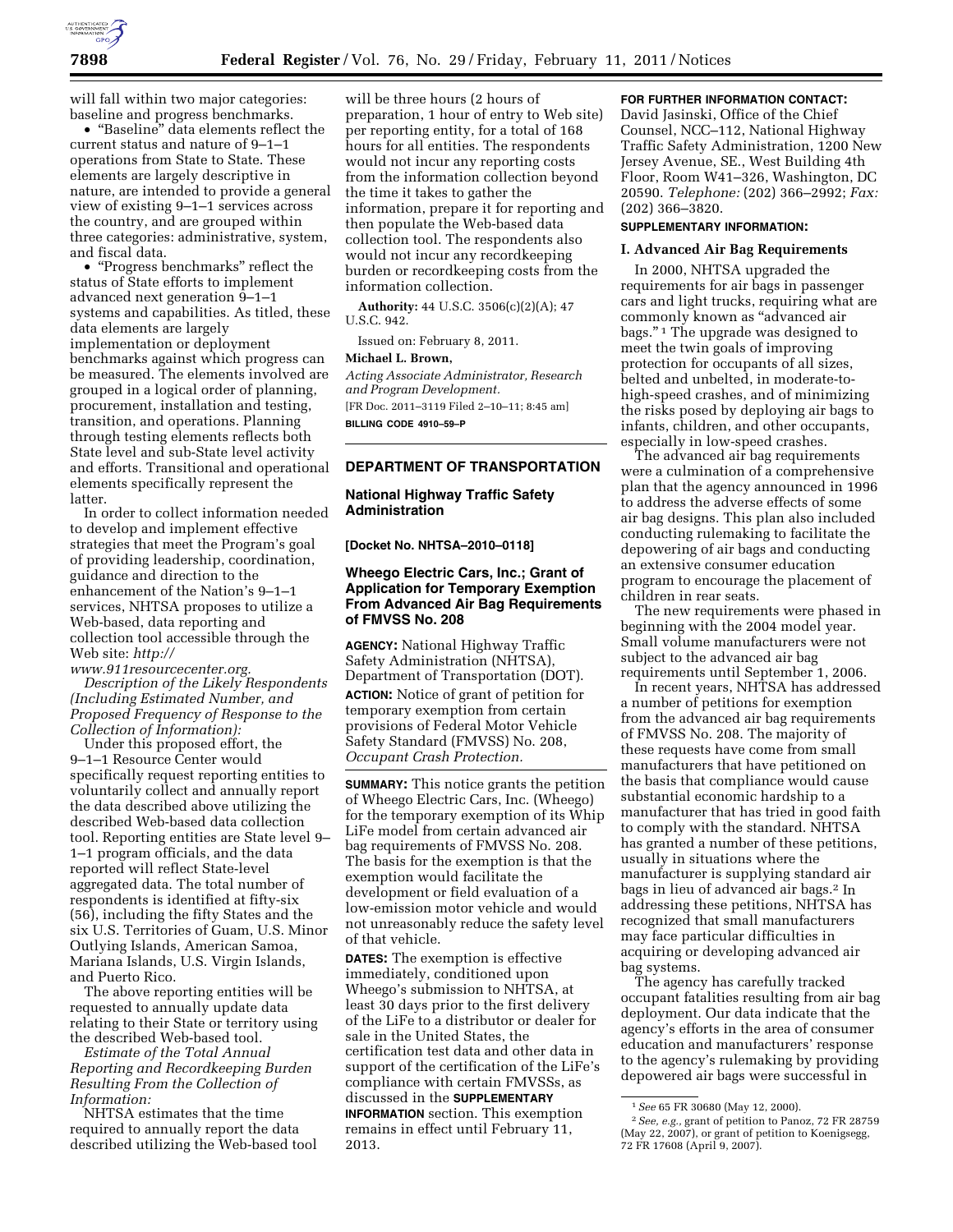will fall within two major categories: baseline and progress benchmarks.

- "Baseline" data elements reflect the current status and nature of 9–1–1 operations from State to State. These elements are largely descriptive in nature, are intended to provide a general view of existing 9–1–1 services across the country, and are grouped within three categories: administrative, system, and fiscal data.
- "Progress benchmarks" reflect the status of State efforts to implement advanced next generation 9–1–1 systems and capabilities. As titled, these data elements are largely implementation or deployment benchmarks against which progress can be measured. The elements involved are grouped in a logical order of planning, procurement, installation and testing, transition, and operations. Planning through testing elements reflects both State level and sub-State level activity and efforts. Transitional and operational elements specifically represent the latter.

In order to collect information needed to develop and implement effective strategies that meet the Program's goal of providing leadership, coordination, guidance and direction to the enhancement of the Nation's 9–1–1 services, NHTSA proposes to utilize a Web-based, data reporting and collection tool accessible through the Web site: *http://www.911resourcecenter.org.*

*Description of the Likely Respondents (Including Estimated Number, and Proposed Frequency of Response to the Collection of Information):*

Under this proposed effort, the 9–1–1 Resource Center would specifically request reporting entities to voluntarily collect and annually report the data described above utilizing the described Web-based data collection tool. Reporting entities are State level 9–1–1 program officials, and the data reported will reflect State-level aggregated data. The total number of respondents is identified at fifty-six (56), including the fifty States and the six U.S. Territories of Guam, U.S. Minor Outlying Islands, American Samoa, Mariana Islands, U.S. Virgin Islands, and Puerto Rico.

The above reporting entities will be requested to annually update data relating to their State or territory using the described Web-based tool.

*Estimate of the Total Annual Reporting and Recordkeeping Burden Resulting From the Collection of Information:*

NHTSA estimates that the time required to annually report the data described utilizing the Web-based tool will be three hours (2 hours of preparation, 1 hour of entry to Web site) per reporting entity, for a total of 168 hours for all entities. The respondents would not incur any reporting costs from the information collection beyond the time it takes to gather the information, prepare it for reporting and then populate the Web-based data collection tool. The respondents also would not incur any recordkeeping burden or recordkeeping costs from the information collection.

**Authority:** 44 U.S.C. 3506(c)(2)(A); 47 U.S.C. 942.

Issued on: February 8, 2011.

**Michael L. Brown,**

*Acting Associate Administrator, Research and Program Development.*

[FR Doc. 2011–3119 Filed 2–10–11; 8:45 am]

**BILLING CODE 4910–59–P**

## DEPARTMENT OF TRANSPORTATION

### National Highway Traffic Safety Administration

**[Docket No. NHTSA–2010–0118]**

### Wheego Electric Cars, Inc.; Grant of Application for Temporary Exemption From Advanced Air Bag Requirements of FMVSS No. 208

**AGENCY:** National Highway Traffic Safety Administration (NHTSA), Department of Transportation (DOT).

**ACTION:** Notice of grant of petition for temporary exemption from certain provisions of Federal Motor Vehicle Safety Standard (FMVSS) No. 208, *Occupant Crash Protection.*

**SUMMARY:** This notice grants the petition of Wheego Electric Cars, Inc. (Wheego) for the temporary exemption of its Whip LiFe model from certain advanced air bag requirements of FMVSS No. 208. The basis for the exemption is that the exemption would facilitate the development or field evaluation of a low-emission motor vehicle and would not unreasonably reduce the safety level of that vehicle.

**DATES:** The exemption is effective immediately, conditioned upon Wheego's submission to NHTSA, at least 30 days prior to the first delivery of the LiFe to a distributor or dealer for sale in the United States, the certification test data and other data in support of the certification of the LiFe's compliance with certain FMVSSs, as discussed in the **SUPPLEMENTARY INFORMATION** section. This exemption remains in effect until February 11, 2013.

**FOR FURTHER INFORMATION CONTACT:** David Jasinski, Office of the Chief Counsel, NCC–112, National Highway Traffic Safety Administration, 1200 New Jersey Avenue, SE., West Building 4th Floor, Room W41–326, Washington, DC 20590. *Telephone:* (202) 366–2992; *Fax:* (202) 366–3820.

**SUPPLEMENTARY INFORMATION:**

#### I. Advanced Air Bag Requirements

In 2000, NHTSA upgraded the requirements for air bags in passenger cars and light trucks, requiring what are commonly known as "advanced air bags." [1] The upgrade was designed to meet the twin goals of improving protection for occupants of all sizes, belted and unbelted, in moderate-to-high-speed crashes, and of minimizing the risks posed by deploying air bags to infants, children, and other occupants, especially in low-speed crashes.

The advanced air bag requirements were a culmination of a comprehensive plan that the agency announced in 1996 to address the adverse effects of some air bag designs. This plan also included conducting rulemaking to facilitate the depowering of air bags and conducting an extensive consumer education program to encourage the placement of children in rear seats.

The new requirements were phased in beginning with the 2004 model year. Small volume manufacturers were not subject to the advanced air bag requirements until September 1, 2006.

In recent years, NHTSA has addressed a number of petitions for exemption from the advanced air bag requirements of FMVSS No. 208. The majority of these requests have come from small manufacturers that have petitioned on the basis that compliance would cause substantial economic hardship to a manufacturer that has tried in good faith to comply with the standard. NHTSA has granted a number of these petitions, usually in situations where the manufacturer is supplying standard air bags in lieu of advanced air bags.[2] In addressing these petitions, NHTSA has recognized that small manufacturers may face particular difficulties in acquiring or developing advanced air bag systems.

The agency has carefully tracked occupant fatalities resulting from air bag deployment. Our data indicate that the agency's efforts in the area of consumer education and manufacturers' response to the agency's rulemaking by providing depowered air bags were successful in

[1] *See* 65 FR 30680 (May 12, 2000).

[2] *See, e.g.,* grant of petition to Panoz, 72 FR 28759 (May 22, 2007), or grant of petition to Koenigsegg, 72 FR 17608 (April 9, 2007).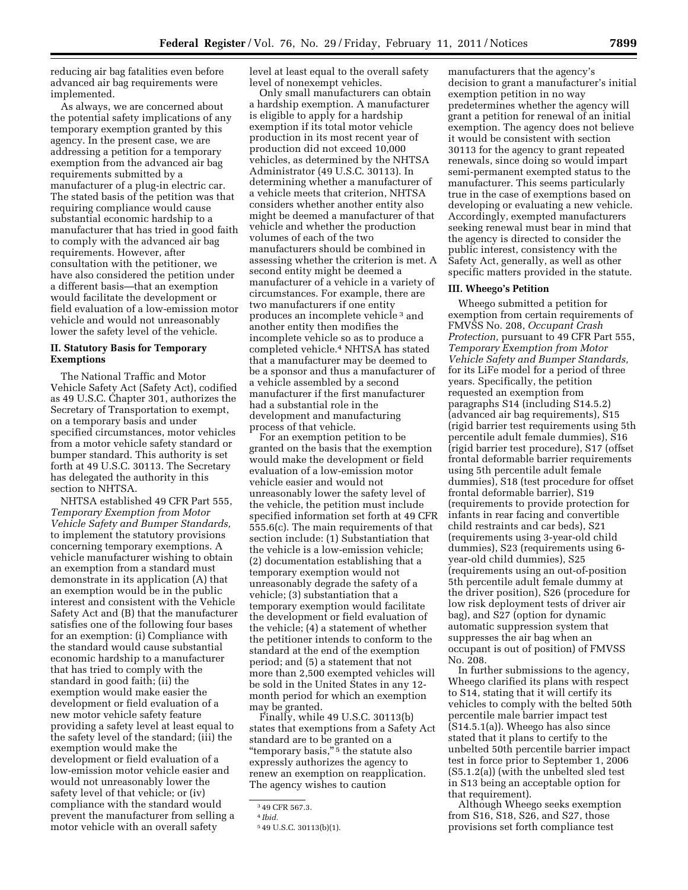reducing air bag fatalities even before advanced air bag requirements were implemented.

As always, we are concerned about the potential safety implications of any temporary exemption granted by this agency. In the present case, we are addressing a petition for a temporary exemption from the advanced air bag requirements submitted by a manufacturer of a plug-in electric car. The stated basis of the petition was that requiring compliance would cause substantial economic hardship to a manufacturer that has tried in good faith to comply with the advanced air bag requirements. However, after consultation with the petitioner, we have also considered the petition under a different basis—that an exemption would facilitate the development or field evaluation of a low-emission motor vehicle and would not unreasonably lower the safety level of the vehicle.

## II. Statutory Basis for Temporary Exemptions

The National Traffic and Motor Vehicle Safety Act (Safety Act), codified as 49 U.S.C. Chapter 301, authorizes the Secretary of Transportation to exempt, on a temporary basis and under specified circumstances, motor vehicles from a motor vehicle safety standard or bumper standard. This authority is set forth at 49 U.S.C. 30113. The Secretary has delegated the authority in this section to NHTSA.

NHTSA established 49 CFR Part 555, *Temporary Exemption from Motor Vehicle Safety and Bumper Standards,* to implement the statutory provisions concerning temporary exemptions. A vehicle manufacturer wishing to obtain an exemption from a standard must demonstrate in its application (A) that an exemption would be in the public interest and consistent with the Vehicle Safety Act and (B) that the manufacturer satisfies one of the following four bases for an exemption: (i) Compliance with the standard would cause substantial economic hardship to a manufacturer that has tried to comply with the standard in good faith; (ii) the exemption would make easier the development or field evaluation of a new motor vehicle safety feature providing a safety level at least equal to the safety level of the standard; (iii) the exemption would make the development or field evaluation of a low-emission motor vehicle easier and would not unreasonably lower the safety level of that vehicle; or (iv) compliance with the standard would prevent the manufacturer from selling a motor vehicle with an overall safety level at least equal to the overall safety level of nonexempt vehicles.

Only small manufacturers can obtain a hardship exemption. A manufacturer is eligible to apply for a hardship exemption if its total motor vehicle production in its most recent year of production did not exceed 10,000 vehicles, as determined by the NHTSA Administrator (49 U.S.C. 30113). In determining whether a manufacturer of a vehicle meets that criterion, NHTSA considers whether another entity also might be deemed a manufacturer of that vehicle and whether the production volumes of each of the two manufacturers should be combined in assessing whether the criterion is met. A second entity might be deemed a manufacturer of a vehicle in a variety of circumstances. For example, there are two manufacturers if one entity produces an incomplete vehicle [3] and another entity then modifies the incomplete vehicle so as to produce a completed vehicle.[4] NHTSA has stated that a manufacturer may be deemed to be a sponsor and thus a manufacturer of a vehicle assembled by a second manufacturer if the first manufacturer had a substantial role in the development and manufacturing process of that vehicle.

For an exemption petition to be granted on the basis that the exemption would make the development or field evaluation of a low-emission motor vehicle easier and would not unreasonably lower the safety level of the vehicle, the petition must include specified information set forth at 49 CFR 555.6(c). The main requirements of that section include: (1) Substantiation that the vehicle is a low-emission vehicle; (2) documentation establishing that a temporary exemption would not unreasonably degrade the safety of a vehicle; (3) substantiation that a temporary exemption would facilitate the development or field evaluation of the vehicle; (4) a statement of whether the petitioner intends to conform to the standard at the end of the exemption period; and (5) a statement that not more than 2,500 exempted vehicles will be sold in the United States in any 12-month period for which an exemption may be granted.

Finally, while 49 U.S.C. 30113(b) states that exemptions from a Safety Act standard are to be granted on a "temporary basis," [5] the statute also expressly authorizes the agency to renew an exemption on reapplication. The agency wishes to caution manufacturers that the agency's decision to grant a manufacturer's initial exemption petition in no way predetermines whether the agency will grant a petition for renewal of an initial exemption. The agency does not believe it would be consistent with section 30113 for the agency to grant repeated renewals, since doing so would impart semi-permanent exempted status to the manufacturer. This seems particularly true in the case of exemptions based on developing or evaluating a new vehicle. Accordingly, exempted manufacturers seeking renewal must bear in mind that the agency is directed to consider the public interest, consistency with the Safety Act, generally, as well as other specific matters provided in the statute.

## III. Wheego's Petition

Wheego submitted a petition for exemption from certain requirements of FMVSS No. 208, *Occupant Crash Protection,* pursuant to 49 CFR Part 555, *Temporary Exemption from Motor Vehicle Safety and Bumper Standards,* for its LiFe model for a period of three years. Specifically, the petition requested an exemption from paragraphs S14 (including S14.5.2) (advanced air bag requirements), S15 (rigid barrier test requirements using 5th percentile adult female dummies), S16 (rigid barrier test procedure), S17 (offset frontal deformable barrier requirements using 5th percentile adult female dummies), S18 (test procedure for offset frontal deformable barrier), S19 (requirements to provide protection for infants in rear facing and convertible child restraints and car beds), S21 (requirements using 3-year-old child dummies), S23 (requirements using 6-year-old child dummies), S25 (requirements using an out-of-position 5th percentile adult female dummy at the driver position), S26 (procedure for low risk deployment tests of driver air bag), and S27 (option for dynamic automatic suppression system that suppresses the air bag when an occupant is out of position) of FMVSS No. 208.

In further submissions to the agency, Wheego clarified its plans with respect to S14, stating that it will certify its vehicles to comply with the belted 50th percentile male barrier impact test (S14.5.1(a)). Wheego has also since stated that it plans to certify to the unbelted 50th percentile barrier impact test in force prior to September 1, 2006 (S5.1.2(a)) (with the unbelted sled test in S13 being an acceptable option for that requirement).

Although Wheego seeks exemption from S16, S18, S26, and S27, those provisions set forth compliance test

---

[3] 49 CFR 567.3.

[4] *Ibid.*

[5] 49 U.S.C. 30113(b)(1).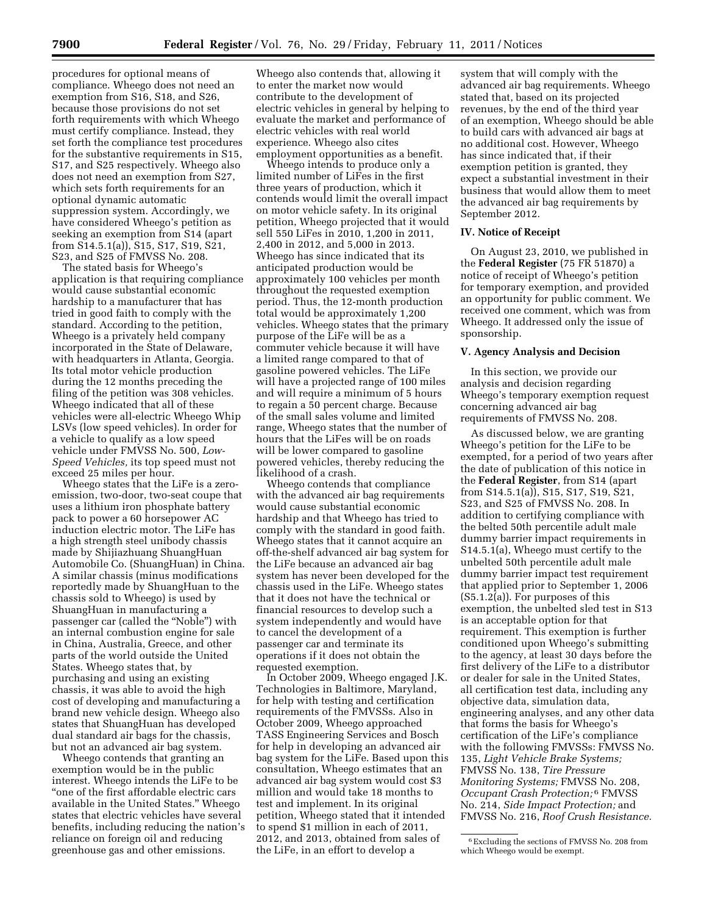procedures for optional means of compliance. Wheego does not need an exemption from S16, S18, and S26, because those provisions do not set forth requirements with which Wheego must certify compliance. Instead, they set forth the compliance test procedures for the substantive requirements in S15, S17, and S25 respectively. Wheego also does not need an exemption from S27, which sets forth requirements for an optional dynamic automatic suppression system. Accordingly, we have considered Wheego's petition as seeking an exemption from S14 (apart from S14.5.1(a)), S15, S17, S19, S21, S23, and S25 of FMVSS No. 208.

The stated basis for Wheego's application is that requiring compliance would cause substantial economic hardship to a manufacturer that has tried in good faith to comply with the standard. According to the petition, Wheego is a privately held company incorporated in the State of Delaware, with headquarters in Atlanta, Georgia. Its total motor vehicle production during the 12 months preceding the filing of the petition was 308 vehicles. Wheego indicated that all of these vehicles were all-electric Wheego Whip LSVs (low speed vehicles). In order for a vehicle to qualify as a low speed vehicle under FMVSS No. 500, *Low-Speed Vehicles,* its top speed must not exceed 25 miles per hour.

Wheego states that the LiFe is a zero-emission, two-door, two-seat coupe that uses a lithium iron phosphate battery pack to power a 60 horsepower AC induction electric motor. The LiFe has a high strength steel unibody chassis made by Shijiazhuang ShuangHuan Automobile Co. (ShuangHuan) in China. A similar chassis (minus modifications reportedly made by ShuangHuan to the chassis sold to Wheego) is used by ShuangHuan in manufacturing a passenger car (called the "Noble") with an internal combustion engine for sale in China, Australia, Greece, and other parts of the world outside the United States. Wheego states that, by purchasing and using an existing chassis, it was able to avoid the high cost of developing and manufacturing a brand new vehicle design. Wheego also states that ShuangHuan has developed dual standard air bags for the chassis, but not an advanced air bag system.

Wheego contends that granting an exemption would be in the public interest. Wheego intends the LiFe to be "one of the first affordable electric cars available in the United States." Wheego states that electric vehicles have several benefits, including reducing the nation's reliance on foreign oil and reducing greenhouse gas and other emissions. Wheego also contends that, allowing it to enter the market now would contribute to the development of electric vehicles in general by helping to evaluate the market and performance of electric vehicles with real world experience. Wheego also cites employment opportunities as a benefit.

Wheego intends to produce only a limited number of LiFes in the first three years of production, which it contends would limit the overall impact on motor vehicle safety. In its original petition, Wheego projected that it would sell 550 LiFes in 2010, 1,200 in 2011, 2,400 in 2012, and 5,000 in 2013. Wheego has since indicated that its anticipated production would be approximately 100 vehicles per month throughout the requested exemption period. Thus, the 12-month production total would be approximately 1,200 vehicles. Wheego states that the primary purpose of the LiFe will be as a commuter vehicle because it will have a limited range compared to that of gasoline powered vehicles. The LiFe will have a projected range of 100 miles and will require a minimum of 5 hours to regain a 50 percent charge. Because of the small sales volume and limited range, Wheego states that the number of hours that the LiFes will be on roads will be lower compared to gasoline powered vehicles, thereby reducing the likelihood of a crash.

Wheego contends that compliance with the advanced air bag requirements would cause substantial economic hardship and that Wheego has tried to comply with the standard in good faith. Wheego states that it cannot acquire an off-the-shelf advanced air bag system for the LiFe because an advanced air bag system has never been developed for the chassis used in the LiFe. Wheego states that it does not have the technical or financial resources to develop such a system independently and would have to cancel the development of a passenger car and terminate its operations if it does not obtain the requested exemption.

In October 2009, Wheego engaged J.K. Technologies in Baltimore, Maryland, for help with testing and certification requirements of the FMVSSs. Also in October 2009, Wheego approached TASS Engineering Services and Bosch for help in developing an advanced air bag system for the LiFe. Based upon this consultation, Wheego estimates that an advanced air bag system would cost $3 million and would take 18 months to test and implement. In its original petition, Wheego stated that it intended to spend $1 million in each of 2011, 2012, and 2013, obtained from sales of the LiFe, in an effort to develop a system that will comply with the advanced air bag requirements. Wheego stated that, based on its projected revenues, by the end of the third year of an exemption, Wheego should be able to build cars with advanced air bags at no additional cost. However, Wheego has since indicated that, if their exemption petition is granted, they expect a substantial investment in their business that would allow them to meet the advanced air bag requirements by September 2012.

## IV. Notice of Receipt

On August 23, 2010, we published in the **Federal Register** (75 FR 51870) a notice of receipt of Wheego's petition for temporary exemption, and provided an opportunity for public comment. We received one comment, which was from Wheego. It addressed only the issue of sponsorship.

## V. Agency Analysis and Decision

In this section, we provide our analysis and decision regarding Wheego's temporary exemption request concerning advanced air bag requirements of FMVSS No. 208.

As discussed below, we are granting Wheego's petition for the LiFe to be exempted, for a period of two years after the date of publication of this notice in the **Federal Register**, from S14 (apart from S14.5.1(a)), S15, S17, S19, S21, S23, and S25 of FMVSS No. 208. In addition to certifying compliance with the belted 50th percentile adult male dummy barrier impact requirements in S14.5.1(a), Wheego must certify to the unbelted 50th percentile adult male dummy barrier impact test requirement that applied prior to September 1, 2006 (S5.1.2(a)). For purposes of this exemption, the unbelted sled test in S13 is an acceptable option for that requirement. This exemption is further conditioned upon Wheego's submitting to the agency, at least 30 days before the first delivery of the LiFe to a distributor or dealer for sale in the United States, all certification test data, including any objective data, simulation data, engineering analyses, and any other data that forms the basis for Wheego's certification of the LiFe's compliance with the following FMVSSs: FMVSS No. 135, *Light Vehicle Brake Systems;* FMVSS No. 138, *Tire Pressure Monitoring Systems;* FMVSS No. 208, *Occupant Crash Protection;*[6] FMVSS No. 214, *Side Impact Protection;* and FMVSS No. 216, *Roof Crush Resistance.*

[6] Excluding the sections of FMVSS No. 208 from which Wheego would be exempt.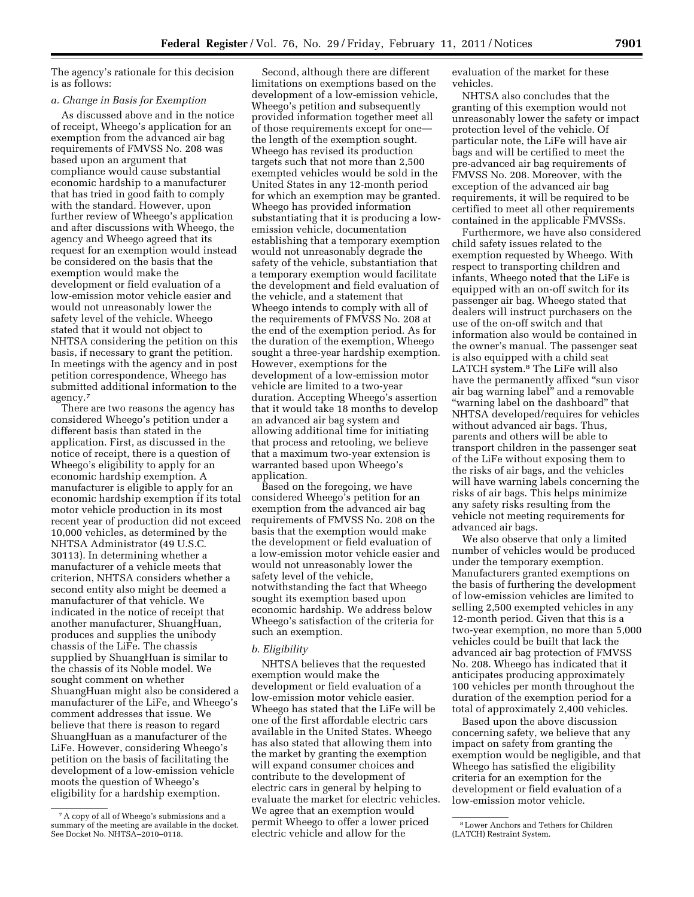The agency's rationale for this decision is as follows:

*a. Change in Basis for Exemption*

As discussed above and in the notice of receipt, Wheego's application for an exemption from the advanced air bag requirements of FMVSS No. 208 was based upon an argument that compliance would cause substantial economic hardship to a manufacturer that has tried in good faith to comply with the standard. However, upon further review of Wheego's application and after discussions with Wheego, the agency and Wheego agreed that its request for an exemption would instead be considered on the basis that the exemption would make the development or field evaluation of a low-emission motor vehicle easier and would not unreasonably lower the safety level of the vehicle. Wheego stated that it would not object to NHTSA considering the petition on this basis, if necessary to grant the petition. In meetings with the agency and in post petition correspondence, Wheego has submitted additional information to the agency.[7]

There are two reasons the agency has considered Wheego's petition under a different basis than stated in the application. First, as discussed in the notice of receipt, there is a question of Wheego's eligibility to apply for an economic hardship exemption. A manufacturer is eligible to apply for an economic hardship exemption if its total motor vehicle production in its most recent year of production did not exceed 10,000 vehicles, as determined by the NHTSA Administrator (49 U.S.C. 30113). In determining whether a manufacturer of a vehicle meets that criterion, NHTSA considers whether a second entity also might be deemed a manufacturer of that vehicle. We indicated in the notice of receipt that another manufacturer, ShuangHuan, produces and supplies the unibody chassis of the LiFe. The chassis supplied by ShuangHuan is similar to the chassis of its Noble model. We sought comment on whether ShuangHuan might also be considered a manufacturer of the LiFe, and Wheego's comment addresses that issue. We believe that there is reason to regard ShuangHuan as a manufacturer of the LiFe. However, considering Wheego's petition on the basis of facilitating the development of a low-emission vehicle moots the question of Wheego's eligibility for a hardship exemption.

Second, although there are different limitations on exemptions based on the development of a low-emission vehicle, Wheego's petition and subsequently provided information together meet all of those requirements except for one—the length of the exemption sought. Wheego has revised its production targets such that not more than 2,500 exempted vehicles would be sold in the United States in any 12-month period for which an exemption may be granted. Wheego has provided information substantiating that it is producing a low-emission vehicle, documentation establishing that a temporary exemption would not unreasonably degrade the safety of the vehicle, substantiation that a temporary exemption would facilitate the development and field evaluation of the vehicle, and a statement that Wheego intends to comply with all of the requirements of FMVSS No. 208 at the end of the exemption period. As for the duration of the exemption, Wheego sought a three-year hardship exemption. However, exemptions for the development of a low-emission motor vehicle are limited to a two-year duration. Accepting Wheego's assertion that it would take 18 months to develop an advanced air bag system and allowing additional time for initiating that process and retooling, we believe that a maximum two-year extension is warranted based upon Wheego's application.

Based on the foregoing, we have considered Wheego's petition for an exemption from the advanced air bag requirements of FMVSS No. 208 on the basis that the exemption would make the development or field evaluation of a low-emission motor vehicle easier and would not unreasonably lower the safety level of the vehicle, notwithstanding the fact that Wheego sought its exemption based upon economic hardship. We address below Wheego's satisfaction of the criteria for such an exemption.

*b. Eligibility*

NHTSA believes that the requested exemption would make the development or field evaluation of a low-emission motor vehicle easier. Wheego has stated that the LiFe will be one of the first affordable electric cars available in the United States. Wheego has also stated that allowing them into the market by granting the exemption will expand consumer choices and contribute to the development of electric cars in general by helping to evaluate the market for electric vehicles. We agree that an exemption would permit Wheego to offer a lower priced electric vehicle and allow for the evaluation of the market for these vehicles.

NHTSA also concludes that the granting of this exemption would not unreasonably lower the safety or impact protection level of the vehicle. Of particular note, the LiFe will have air bags and will be certified to meet the pre-advanced air bag requirements of FMVSS No. 208. Moreover, with the exception of the advanced air bag requirements, it will be required to be certified to meet all other requirements contained in the applicable FMVSSs.

Furthermore, we have also considered child safety issues related to the exemption requested by Wheego. With respect to transporting children and infants, Wheego noted that the LiFe is equipped with an on-off switch for its passenger air bag. Wheego stated that dealers will instruct purchasers on the use of the on-off switch and that information also would be contained in the owner's manual. The passenger seat is also equipped with a child seat LATCH system.[8] The LiFe will also have the permanently affixed "sun visor air bag warning label" and a removable "warning label on the dashboard" that NHTSA developed/requires for vehicles without advanced air bags. Thus, parents and others will be able to transport children in the passenger seat of the LiFe without exposing them to the risks of air bags, and the vehicles will have warning labels concerning the risks of air bags. This helps minimize any safety risks resulting from the vehicle not meeting requirements for advanced air bags.

We also observe that only a limited number of vehicles would be produced under the temporary exemption. Manufacturers granted exemptions on the basis of furthering the development of low-emission vehicles are limited to selling 2,500 exempted vehicles in any 12-month period. Given that this is a two-year exemption, no more than 5,000 vehicles could be built that lack the advanced air bag protection of FMVSS No. 208. Wheego has indicated that it anticipates producing approximately 100 vehicles per month throughout the duration of the exemption period for a total of approximately 2,400 vehicles.

Based upon the above discussion concerning safety, we believe that any impact on safety from granting the exemption would be negligible, and that Wheego has satisfied the eligibility criteria for an exemption for the development or field evaluation of a low-emission motor vehicle.

---

[7] A copy of all of Wheego's submissions and a summary of the meeting are available in the docket. See Docket No. NHTSA–2010–0118.

[8] Lower Anchors and Tethers for Children (LATCH) Restraint System.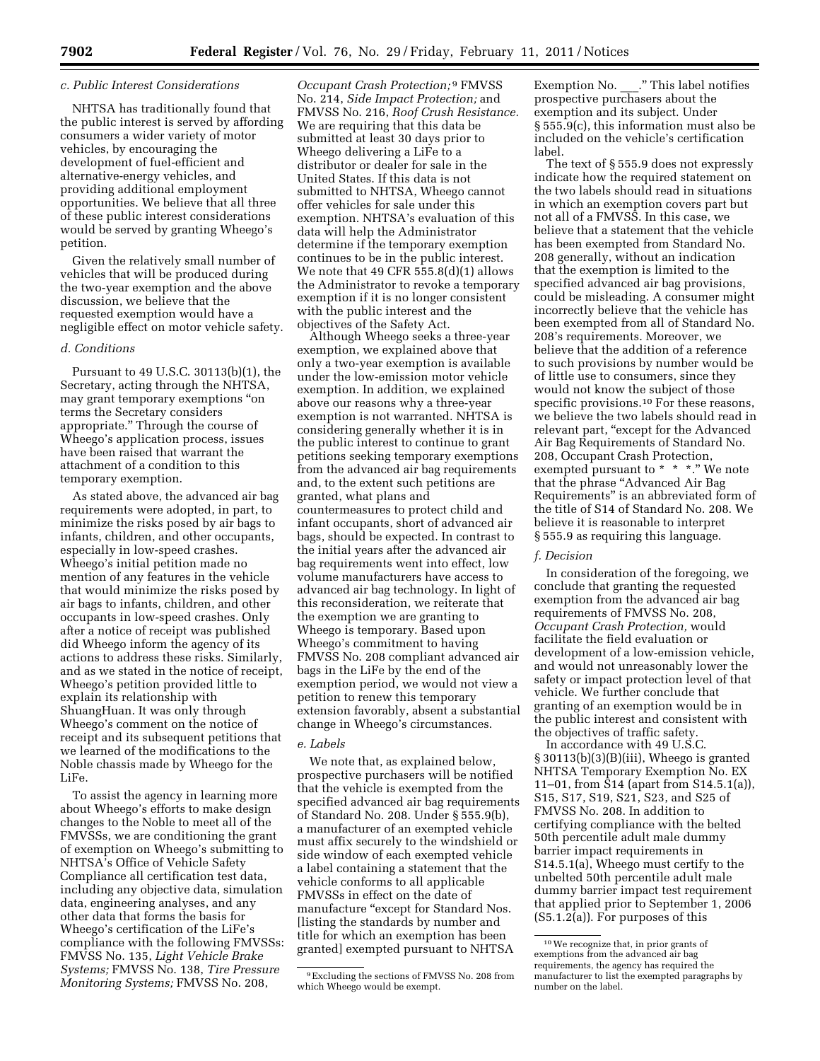### c. Public Interest Considerations

NHTSA has traditionally found that the public interest is served by affording consumers a wider variety of motor vehicles, by encouraging the development of fuel-efficient and alternative-energy vehicles, and providing additional employment opportunities. We believe that all three of these public interest considerations would be served by granting Wheego's petition.

Given the relatively small number of vehicles that will be produced during the two-year exemption and the above discussion, we believe that the requested exemption would have a negligible effect on motor vehicle safety.

### d. Conditions

Pursuant to 49 U.S.C. 30113(b)(1), the Secretary, acting through the NHTSA, may grant temporary exemptions "on terms the Secretary considers appropriate." Through the course of Wheego's application process, issues have been raised that warrant the attachment of a condition to this temporary exemption.

As stated above, the advanced air bag requirements were adopted, in part, to minimize the risks posed by air bags to infants, children, and other occupants, especially in low-speed crashes. Wheego's initial petition made no mention of any features in the vehicle that would minimize the risks posed by air bags to infants, children, and other occupants in low-speed crashes. Only after a notice of receipt was published did Wheego inform the agency of its actions to address these risks. Similarly, and as we stated in the notice of receipt, Wheego's petition provided little to explain its relationship with ShuangHuan. It was only through Wheego's comment on the notice of receipt and its subsequent petitions that we learned of the modifications to the Noble chassis made by Wheego for the LiFe.

To assist the agency in learning more about Wheego's efforts to make design changes to the Noble to meet all of the FMVSSs, we are conditioning the grant of exemption on Wheego's submitting to NHTSA's Office of Vehicle Safety Compliance all certification test data, including any objective data, simulation data, engineering analyses, and any other data that forms the basis for Wheego's certification of the LiFe's compliance with the following FMVSSs: FMVSS No. 135, *Light Vehicle Brake Systems;* FMVSS No. 138, *Tire Pressure Monitoring Systems;* FMVSS No. 208, *Occupant Crash Protection;* [9] FMVSS No. 214, *Side Impact Protection;* and FMVSS No. 216, *Roof Crush Resistance.* We are requiring that this data be submitted at least 30 days prior to Wheego delivering a LiFe to a distributor or dealer for sale in the United States. If this data is not submitted to NHTSA, Wheego cannot offer vehicles for sale under this exemption. NHTSA's evaluation of this data will help the Administrator determine if the temporary exemption continues to be in the public interest. We note that 49 CFR 555.8(d)(1) allows the Administrator to revoke a temporary exemption if it is no longer consistent with the public interest and the objectives of the Safety Act.

Although Wheego seeks a three-year exemption, we explained above that only a two-year exemption is available under the low-emission motor vehicle exemption. In addition, we explained above our reasons why a three-year exemption is not warranted. NHTSA is considering generally whether it is in the public interest to continue to grant petitions seeking temporary exemptions from the advanced air bag requirements and, to the extent such petitions are granted, what plans and countermeasures to protect child and infant occupants, short of advanced air bags, should be expected. In contrast to the initial years after the advanced air bag requirements went into effect, low volume manufacturers have access to advanced air bag technology. In light of this reconsideration, we reiterate that the exemption we are granting to Wheego is temporary. Based upon Wheego's commitment to having FMVSS No. 208 compliant advanced air bags in the LiFe by the end of the exemption period, we would not view a petition to renew this temporary extension favorably, absent a substantial change in Wheego's circumstances.

### e. Labels

We note that, as explained below, prospective purchasers will be notified that the vehicle is exempted from the specified advanced air bag requirements of Standard No. 208. Under § 555.9(b), a manufacturer of an exempted vehicle must affix securely to the windshield or side window of each exempted vehicle a label containing a statement that the vehicle conforms to all applicable FMVSSs in effect on the date of manufacture "except for Standard Nos. [listing the standards by number and title for which an exemption has been granted] exempted pursuant to NHTSA Exemption No. \_\_\_." This label notifies prospective purchasers about the exemption and its subject. Under § 555.9(c), this information must also be included on the vehicle's certification label.

The text of § 555.9 does not expressly indicate how the required statement on the two labels should read in situations in which an exemption covers part but not all of a FMVSS. In this case, we believe that a statement that the vehicle has been exempted from Standard No. 208 generally, without an indication that the exemption is limited to the specified advanced air bag provisions, could be misleading. A consumer might incorrectly believe that the vehicle has been exempted from all of Standard No. 208's requirements. Moreover, we believe that the addition of a reference to such provisions by number would be of little use to consumers, since they would not know the subject of those specific provisions.[10] For these reasons, we believe the two labels should read in relevant part, "except for the Advanced Air Bag Requirements of Standard No. 208, Occupant Crash Protection, exempted pursuant to * * *." We note that the phrase "Advanced Air Bag Requirements" is an abbreviated form of the title of S14 of Standard No. 208. We believe it is reasonable to interpret § 555.9 as requiring this language.

### f. Decision

In consideration of the foregoing, we conclude that granting the requested exemption from the advanced air bag requirements of FMVSS No. 208, *Occupant Crash Protection,* would facilitate the field evaluation or development of a low-emission vehicle, and would not unreasonably lower the safety or impact protection level of that vehicle. We further conclude that granting of an exemption would be in the public interest and consistent with the objectives of traffic safety.

In accordance with 49 U.S.C. § 30113(b)(3)(B)(iii), Wheego is granted NHTSA Temporary Exemption No. EX 11–01, from S14 (apart from S14.5.1(a)), S15, S17, S19, S21, S23, and S25 of FMVSS No. 208. In addition to certifying compliance with the belted 50th percentile adult male dummy barrier impact requirements in S14.5.1(a), Wheego must certify to the unbelted 50th percentile adult male dummy barrier impact test requirement that applied prior to September 1, 2006 (S5.1.2(a)). For purposes of this

---

[9] Excluding the sections of FMVSS No. 208 from which Wheego would be exempt.

[10] We recognize that, in prior grants of exemptions from the advanced air bag requirements, the agency has required the manufacturer to list the exempted paragraphs by number on the label.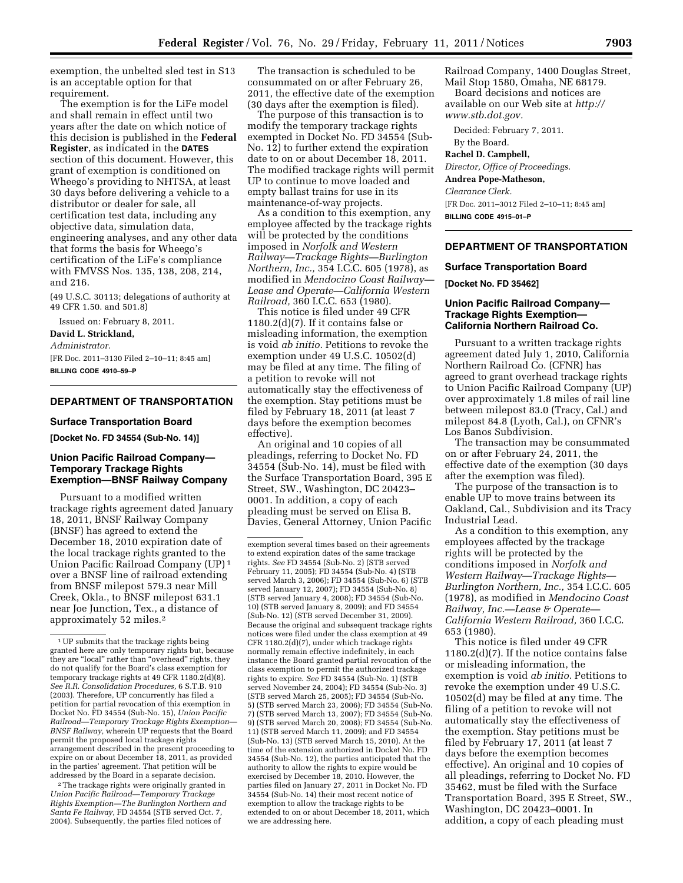exemption, the unbelted sled test in S13 is an acceptable option for that requirement.

The exemption is for the LiFe model and shall remain in effect until two years after the date on which notice of this decision is published in the **Federal Register**, as indicated in the **DATES** section of this document. However, this grant of exemption is conditioned on Wheego's providing to NHTSA, at least 30 days before delivering a vehicle to a distributor or dealer for sale, all certification test data, including any objective data, simulation data, engineering analyses, and any other data that forms the basis for Wheego's certification of the LiFe's compliance with FMVSS Nos. 135, 138, 208, 214, and 216.

(49 U.S.C. 30113; delegations of authority at 49 CFR 1.50. and 501.8)

Issued on: February 8, 2011.

**David L. Strickland,**

*Administrator.*

[FR Doc. 2011–3130 Filed 2–10–11; 8:45 am]

**BILLING CODE 4910–59–P**

## DEPARTMENT OF TRANSPORTATION

### Surface Transportation Board

**[Docket No. FD 34554 (Sub-No. 14)]**

### Union Pacific Railroad Company—Temporary Trackage Rights Exemption—BNSF Railway Company

Pursuant to a modified written trackage rights agreement dated January 18, 2011, BNSF Railway Company (BNSF) has agreed to extend the December 18, 2010 expiration date of the local trackage rights granted to the Union Pacific Railroad Company (UP) [1] over a BNSF line of railroad extending from BNSF milepost 579.3 near Mill Creek, Okla., to BNSF milepost 631.1 near Joe Junction, Tex., a distance of approximately 52 miles.[2]

The transaction is scheduled to be consummated on or after February 26, 2011, the effective date of the exemption (30 days after the exemption is filed).

The purpose of this transaction is to modify the temporary trackage rights exempted in Docket No. FD 34554 (Sub-No. 12) to further extend the expiration date to on or about December 18, 2011. The modified trackage rights will permit UP to continue to move loaded and empty ballast trains for use in its maintenance-of-way projects.

As a condition to this exemption, any employee affected by the trackage rights will be protected by the conditions imposed in *Norfolk and Western Railway—Trackage Rights—Burlington Northern, Inc.,* 354 I.C.C. 605 (1978), as modified in *Mendocino Coast Railway—Lease and Operate—California Western Railroad,* 360 I.C.C. 653 (1980).

This notice is filed under 49 CFR 1180.2(d)(7). If it contains false or misleading information, the exemption is void *ab initio.* Petitions to revoke the exemption under 49 U.S.C. 10502(d) may be filed at any time. The filing of a petition to revoke will not automatically stay the effectiveness of the exemption. Stay petitions must be filed by February 18, 2011 (at least 7 days before the exemption becomes effective).

An original and 10 copies of all pleadings, referring to Docket No. FD 34554 (Sub-No. 14), must be filed with the Surface Transportation Board, 395 E Street, SW., Washington, DC 20423–0001. In addition, a copy of each pleading must be served on Elisa B. Davies, General Attorney, Union Pacific Railroad Company, 1400 Douglas Street, Mail Stop 1580, Omaha, NE 68179.

Board decisions and notices are available on our Web site at *http://www.stb.dot.gov.*

Decided: February 7, 2011.

By the Board.

**Rachel D. Campbell,**

*Director, Office of Proceedings.*

**Andrea Pope-Matheson,**

*Clearance Clerk.*

[FR Doc. 2011–3012 Filed 2–10–11; 8:45 am]

**BILLING CODE 4915–01–P**

[1] UP submits that the trackage rights being granted here are only temporary rights but, because they are "local" rather than "overhead" rights, they do not qualify for the Board's class exemption for temporary trackage rights at 49 CFR 1180.2(d)(8). *See R.R. Consolidation Procedures,* 6 S.T.B. 910 (2003). Therefore, UP concurrently has filed a petition for partial revocation of this exemption in Docket No. FD 34554 (Sub-No. 15), *Union Pacific Railroad—Temporary Trackage Rights Exemption—BNSF Railway,* wherein UP requests that the Board permit the proposed local trackage rights arrangement described in the present proceeding to expire on or about December 18, 2011, as provided in the parties' agreement. That petition will be addressed by the Board in a separate decision.

[2] The trackage rights were originally granted in *Union Pacific Railroad—Temporary Trackage Rights Exemption—The Burlington Northern and Santa Fe Railway,* FD 34554 (STB served Oct. 7, 2004). Subsequently, the parties filed notices of exemption several times based on their agreements to extend expiration dates of the same trackage rights. *See* FD 34554 (Sub-No. 2) (STB served February 11, 2005); FD 34554 (Sub-No. 4) (STB served March 3, 2006); FD 34554 (Sub-No. 6) (STB served January 12, 2007); FD 34554 (Sub-No. 8) (STB served January 4, 2008); FD 34554 (Sub-No. 10) (STB served January 8, 2009); and FD 34554 (Sub-No. 12) (STB served December 31, 2009). Because the original and subsequent trackage rights notices were filed under the class exemption at 49 CFR 1180.2(d)(7), under which trackage rights normally remain effective indefinitely, in each instance the Board granted partial revocation of the class exemption to permit the authorized trackage rights to expire. *See* FD 34554 (Sub-No. 1) (STB served November 24, 2004); FD 34554 (Sub-No. 3) (STB served March 25, 2005); FD 34554 (Sub-No. 5) (STB served March 23, 2006); FD 34554 (Sub-No. 7) (STB served March 13, 2007); FD 34554 (Sub-No. 9) (STB served March 20, 2008); FD 34554 (Sub-No. 11) (STB served March 11, 2009); and FD 34554 (Sub-No. 13) (STB served March 15, 2010). At the time of the extension authorized in Docket No. FD 34554 (Sub-No. 12), the parties anticipated that the authority to allow the rights to expire would be exercised by December 18, 2010. However, the parties filed on January 27, 2011 in Docket No. FD 34554 (Sub-No. 14) their most recent notice of exemption to allow the trackage rights to be extended to on or about December 18, 2011, which we are addressing here.

## DEPARTMENT OF TRANSPORTATION

### Surface Transportation Board

**[Docket No. FD 35462]**

### Union Pacific Railroad Company—Trackage Rights Exemption—California Northern Railroad Co.

Pursuant to a written trackage rights agreement dated July 1, 2010, California Northern Railroad Co. (CFNR) has agreed to grant overhead trackage rights to Union Pacific Railroad Company (UP) over approximately 1.8 miles of rail line between milepost 83.0 (Tracy, Cal.) and milepost 84.8 (Lyoth, Cal.), on CFNR's Los Banos Subdivision.

The transaction may be consummated on or after February 24, 2011, the effective date of the exemption (30 days after the exemption was filed).

The purpose of the transaction is to enable UP to move trains between its Oakland, Cal., Subdivision and its Tracy Industrial Lead.

As a condition to this exemption, any employees affected by the trackage rights will be protected by the conditions imposed in *Norfolk and Western Railway—Trackage Rights—Burlington Northern, Inc.,* 354 I.C.C. 605 (1978), as modified in *Mendocino Coast Railway, Inc.—Lease & Operate—California Western Railroad,* 360 I.C.C. 653 (1980).

This notice is filed under 49 CFR 1180.2(d)(7). If the notice contains false or misleading information, the exemption is void *ab initio.* Petitions to revoke the exemption under 49 U.S.C. 10502(d) may be filed at any time. The filing of a petition to revoke will not automatically stay the effectiveness of the exemption. Stay petitions must be filed by February 17, 2011 (at least 7 days before the exemption becomes effective). An original and 10 copies of all pleadings, referring to Docket No. FD 35462, must be filed with the Surface Transportation Board, 395 E Street, SW., Washington, DC 20423–0001. In addition, a copy of each pleading must